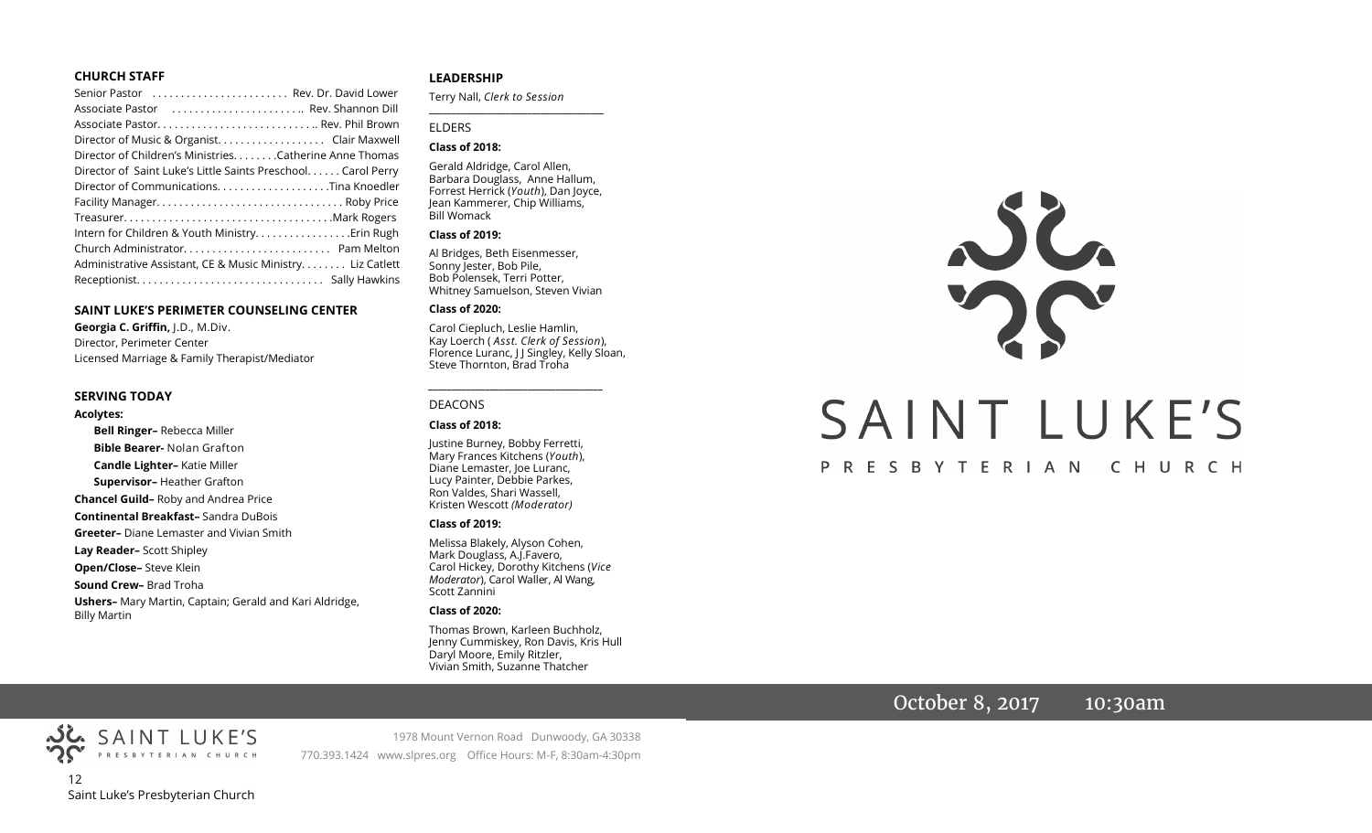## CHURCH STAFF

Senior Pastor . . . . . . . . . . . . . . . . . . . . . . . . Rev. Dr. David Lower
Associate Pastor . . . . . . . . . . . . . . . . . . . . . . .. Rev. Shannon Dill
Associate Pastor. . . . . . . . . . . . . . . . . . . . . . . . . . .. Rev. Phil Brown
Director of Music & Organist. . . . . . . . . . . . . . . . . . Clair Maxwell
Director of Children's Ministries. . . . . . . .Catherine Anne Thomas
Director of Saint Luke's Little Saints Preschool. . . . . . Carol Perry
Director of Communications. . . . . . . . . . . . . . . . . . . .Tina Knoedler
Facility Manager. . . . . . . . . . . . . . . . . . . . . . . . . . . . . . . . Roby Price
Treasurer. . . . . . . . . . . . . . . . . . . . . . . . . . . . . . . . . . . .Mark Rogers
Intern for Children & Youth Ministry. . . . . . . . . . . . . . . . .Erin Rugh
Church Administrator. . . . . . . . . . . . . . . . . . . . . . . . . . Pam Melton
Administrative Assistant, CE & Music Ministry. . . . . . . . Liz Catlett
Receptionist. . . . . . . . . . . . . . . . . . . . . . . . . . . . . . . . Sally Hawkins

## SAINT LUKE'S PERIMETER COUNSELING CENTER

**Georgia C. Griffin,** J.D., M.Div.
Director, Perimeter Center
Licensed Marriage & Family Therapist/Mediator

## SERVING TODAY

**Acolytes:**

**Bell Ringer–** Rebecca Miller
**Bible Bearer-** Nolan Grafton
**Candle Lighter–** Katie Miller
**Supervisor–** Heather Grafton

**Chancel Guild–** Roby and Andrea Price
**Continental Breakfast–** Sandra DuBois
**Greeter–** Diane Lemaster and Vivian Smith
**Lay Reader–** Scott Shipley
**Open/Close–** Steve Klein
**Sound Crew–** Brad Troha
**Ushers–** Mary Martin, Captain; Gerald and Kari Aldridge, Billy Martin

## LEADERSHIP

Terry Nall, *Clerk to Session*

ELDERS

**Class of 2018:**

Gerald Aldridge, Carol Allen, Barbara Douglass, Anne Hallum, Forrest Herrick (*Youth*), Dan Joyce, Jean Kammerer, Chip Williams, Bill Womack

**Class of 2019:**

Al Bridges, Beth Eisenmesser, Sonny Jester, Bob Pile, Bob Polensek, Terri Potter, Whitney Samuelson, Steven Vivian

**Class of 2020:**

Carol Ciepluch, Leslie Hamlin, Kay Loerch ( *Asst. Clerk of Session*), Florence Luranc, J J Singley, Kelly Sloan, Steve Thornton, Brad Troha

DEACONS

**Class of 2018:**

Justine Burney, Bobby Ferretti, Mary Frances Kitchens (*Youth*), Diane Lemaster, Joe Luranc, Lucy Painter, Debbie Parkes, Ron Valdes, Shari Wassell, Kristen Wescott *(Moderator)*

**Class of 2019:**

Melissa Blakely, Alyson Cohen, Mark Douglass, A.J.Favero, Carol Hickey, Dorothy Kitchens (*Vice Moderator*), Carol Waller, Al Wang, Scott Zannini

**Class of 2020:**

Thomas Brown, Karleen Buchholz, Jenny Cummiskey, Ron Davis, Kris Hull Daryl Moore, Emily Ritzler, Vivian Smith, Suzanne Thatcher

SAINT LUKE'S
PRESBYTERIAN CHURCH

1978 Mount Vernon Road Dunwoody, GA 30338
770.393.1424 www.slpres.org Office Hours: M-F, 8:30am-4:30pm

# SAINT LUKE'S

PRESBYTERIAN CHURCH

October 8, 2017 10:30am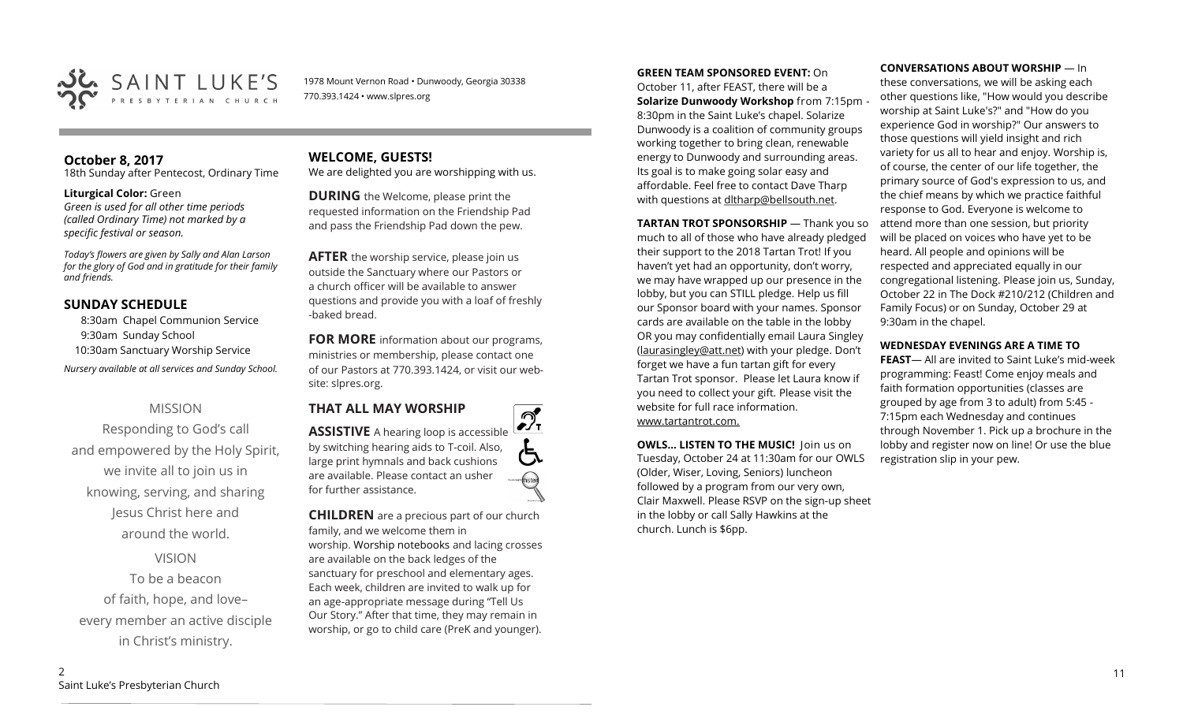SAINT LUKE'S PRESBYTERIAN CHURCH

1978 Mount Vernon Road • Dunwoody, Georgia 30338
770.393.1424 • www.slpres.org

## October 8, 2017

18th Sunday after Pentecost, Ordinary Time

**Liturgical Color:** Green
*Green is used for all other time periods (called Ordinary Time) not marked by a specific festival or season.*

*Today's flowers are given by Sally and Alan Larson for the glory of God and in gratitude for their family and friends.*

## SUNDAY SCHEDULE

8:30am Chapel Communion Service
9:30am Sunday School
10:30am Sanctuary Worship Service

*Nursery available at all services and Sunday School.*

MISSION

Responding to God's call and empowered by the Holy Spirit, we invite all to join us in knowing, serving, and sharing Jesus Christ here and around the world.

VISION

To be a beacon of faith, hope, and love– every member an active disciple in Christ's ministry.

## WELCOME, GUESTS!

We are delighted you are worshipping with us.

**DURING** the Welcome, please print the requested information on the Friendship Pad and pass the Friendship Pad down the pew.

**AFTER** the worship service, please join us outside the Sanctuary where our Pastors or a church officer will be available to answer questions and provide you with a loaf of freshly-baked bread.

**FOR MORE** information about our programs, ministries or membership, please contact one of our Pastors at 770.393.1424, or visit our website: slpres.org.

## THAT ALL MAY WORSHIP

**ASSISTIVE** A hearing loop is accessible by switching hearing aids to T-coil. Also, large print hymnals and back cushions are available. Please contact an usher for further assistance.

**CHILDREN** are a precious part of our church family, and we welcome them in worship. Worship notebooks and lacing crosses are available on the back ledges of the sanctuary for preschool and elementary ages. Each week, children are invited to walk up for an age-appropriate message during "Tell Us Our Story." After that time, they may remain in worship, or go to child care (PreK and younger).

**GREEN TEAM SPONSORED EVENT:** On October 11, after FEAST, there will be a **Solarize Dunwoody Workshop** from 7:15pm - 8:30pm in the Saint Luke's chapel. Solarize Dunwoody is a coalition of community groups working together to bring clean, renewable energy to Dunwoody and surrounding areas. Its goal is to make going solar easy and affordable. Feel free to contact Dave Tharp with questions at dltharp@bellsouth.net.

**TARTAN TROT SPONSORSHIP** — Thank you so much to all of those who have already pledged their support to the 2018 Tartan Trot! If you haven't yet had an opportunity, don't worry, we may have wrapped up our presence in the lobby, but you can STILL pledge. Help us fill our Sponsor board with your names. Sponsor cards are available on the table in the lobby OR you may confidentially email Laura Singley (laurasingley@att.net) with your pledge. Don't forget we have a fun tartan gift for every Tartan Trot sponsor. Please let Laura know if you need to collect your gift. Please visit the website for full race information. www.tartantrot.com.

**OWLS... LISTEN TO THE MUSIC!** Join us on Tuesday, October 24 at 11:30am for our OWLS (Older, Wiser, Loving, Seniors) luncheon followed by a program from our very own, Clair Maxwell. Please RSVP on the sign-up sheet in the lobby or call Sally Hawkins at the church. Lunch is $6pp.

**CONVERSATIONS ABOUT WORSHIP** — In these conversations, we will be asking each other questions like, "How would you describe worship at Saint Luke's?" and "How do you experience God in worship?" Our answers to those questions will yield insight and rich variety for us all to hear and enjoy. Worship is, of course, the center of our life together, the primary source of God's expression to us, and the chief means by which we practice faithful response to God. Everyone is welcome to attend more than one session, but priority will be placed on voices who have yet to be heard. All people and opinions will be respected and appreciated equally in our congregational listening. Please join us, Sunday, October 22 in The Dock #210/212 (Children and Family Focus) or on Sunday, October 29 at 9:30am in the chapel.

**WEDNESDAY EVENINGS ARE A TIME TO FEAST**— All are invited to Saint Luke's mid-week programming: Feast! Come enjoy meals and faith formation opportunities (classes are grouped by age from 3 to adult) from 5:45 - 7:15pm each Wednesday and continues through November 1. Pick up a brochure in the lobby and register now on line! Or use the blue registration slip in your pew.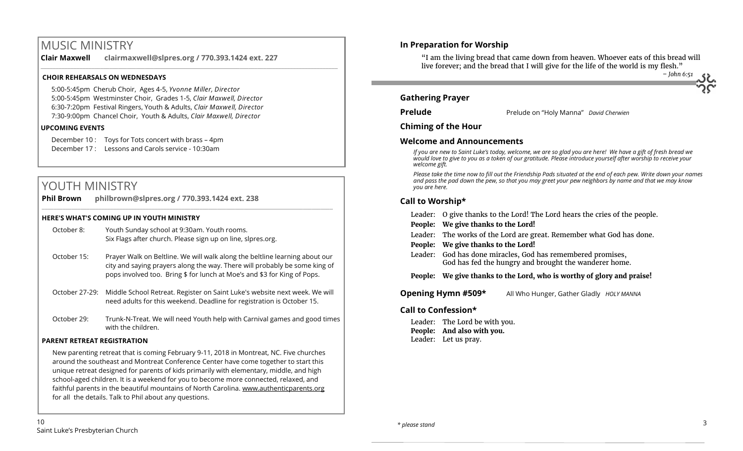# MUSIC MINISTRY

**Clair Maxwell** **clairmaxwell@slpres.org / 770.393.1424 ext. 227**

**CHOIR REHEARSALS ON WEDNESDAYS**

5:00-5:45pm Cherub Choir, Ages 4-5, *Yvonne Miller, Director*
5:00-5:45pm Westminster Choir, Grades 1-5, *Clair Maxwell, Director*
6:30-7:20pm Festival Ringers, Youth & Adults, *Clair Maxwell, Director*
7:30-9:00pm Chancel Choir, Youth & Adults, *Clair Maxwell, Director*

**UPCOMING EVENTS**

December 10 : Toys for Tots concert with brass – 4pm
December 17 : Lessons and Carols service - 10:30am

# YOUTH MINISTRY

**Phil Brown** **philbrown@slpres.org / 770.393.1424 ext. 238**

**HERE'S WHAT'S COMING UP IN YOUTH MINISTRY**

October 8: Youth Sunday school at 9:30am. Youth rooms. Six Flags after church. Please sign up on line, slpres.org.

October 15: Prayer Walk on Beltline. We will walk along the beltline learning about our city and saying prayers along the way. There will probably be some king of pops involved too. Bring $ for lunch at Moe's and $3 for King of Pops.

October 27-29: Middle School Retreat. Register on Saint Luke's website next week. We will need adults for this weekend. Deadline for registration is October 15.

October 29: Trunk-N-Treat. We will need Youth help with Carnival games and good times with the children.

**PARENT RETREAT REGISTRATION**

New parenting retreat that is coming February 9-11, 2018 in Montreat, NC. Five churches around the southeast and Montreat Conference Center have come together to start this unique retreat designed for parents of kids primarily with elementary, middle, and high school-aged children. It is a weekend for you to become more connected, relaxed, and faithful parents in the beautiful mountains of North Carolina. www.authenticparents.org for all the details. Talk to Phil about any questions.

## In Preparation for Worship

"I am the living bread that came down from heaven. Whoever eats of this bread will live forever; and the bread that I will give for the life of the world is my flesh."
*– John 6:51*

## Gathering Prayer

**Prelude** Prelude on "Holy Manna" *David Cherwien*

## Chiming of the Hour

## Welcome and Announcements

*If you are new to Saint Luke's today, welcome, we are so glad you are here! We have a gift of fresh bread we would love to give to you as a token of our gratitude. Please introduce yourself after worship to receive your welcome gift.*

*Please take the time now to fill out the Friendship Pads situated at the end of each pew. Write down your names and pass the pad down the pew, so that you may greet your pew neighbors by name and that we may know you are here.*

## Call to Worship*

Leader: O give thanks to the Lord! The Lord hears the cries of the people.
**People: We give thanks to the Lord!**
Leader: The works of the Lord are great. Remember what God has done.
**People: We give thanks to the Lord!**
Leader: God has done miracles, God has remembered promises, God has fed the hungry and brought the wanderer home.
**People: We give thanks to the Lord, who is worthy of glory and praise!**

**Opening Hymn #509*** All Who Hunger, Gather Gladly *HOLY MANNA*

## Call to Confession*

Leader: The Lord be with you.
**People: And also with you.**
Leader: Let us pray.

*\* please stand*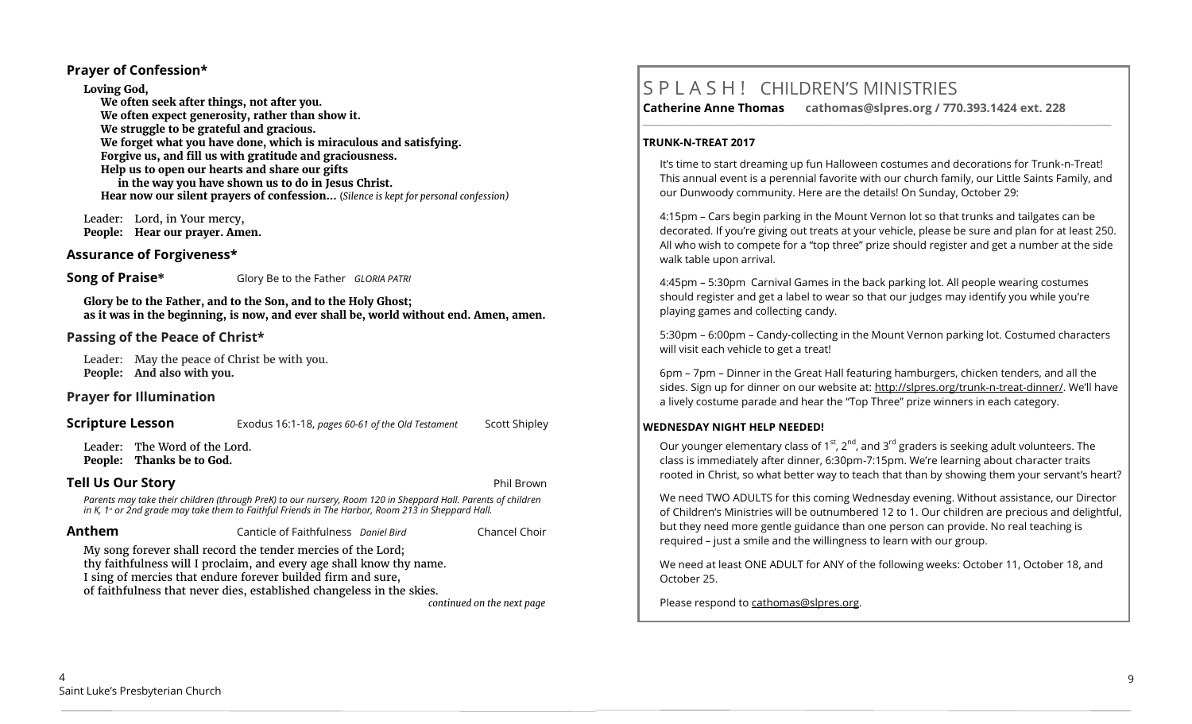## Prayer of Confession*

**Loving God,**
**We often seek after things, not after you.**
**We often expect generosity, rather than show it.**
**We struggle to be grateful and gracious.**
**We forget what you have done, which is miraculous and satisfying.**
**Forgive us, and fill us with gratitude and graciousness.**
**Help us to open our hearts and share our gifts**
**in the way you have shown us to do in Jesus Christ.**
**Hear now our silent prayers of confession…** (*Silence is kept for personal confession)*

Leader: Lord, in Your mercy,
**People: Hear our prayer. Amen.**

## Assurance of Forgiveness*

## Song of Praise*

Glory Be to the Father *GLORIA PATRI*

**Glory be to the Father, and to the Son, and to the Holy Ghost;**
**as it was in the beginning, is now, and ever shall be, world without end. Amen, amen.**

## Passing of the Peace of Christ*

Leader: May the peace of Christ be with you.
**People: And also with you.**

## Prayer for Illumination

## Scripture Lesson

Exodus 16:1-18, *pages 60-61 of the Old Testament* — Scott Shipley

Leader: The Word of the Lord.
**People: Thanks be to God.**

## Tell Us Our Story

Phil Brown

*Parents may take their children (through PreK) to our nursery, Room 120 in Sheppard Hall. Parents of children in K, 1st or 2nd grade may take them to Faithful Friends in The Harbor, Room 213 in Sheppard Hall.*

## Anthem

Canticle of Faithfulness *Daniel Bird* — Chancel Choir

My song forever shall record the tender mercies of the Lord;
thy faithfulness will I proclaim, and every age shall know thy name.
I sing of mercies that endure forever builded firm and sure,
of faithfulness that never dies, established changeless in the skies.

*continued on the next page*

# S P L A S H ! CHILDREN'S MINISTRIES

**Catherine Anne Thomas cathomas@slpres.org / 770.393.1424 ext. 228**

### TRUNK-N-TREAT 2017

It's time to start dreaming up fun Halloween costumes and decorations for Trunk-n-Treat! This annual event is a perennial favorite with our church family, our Little Saints Family, and our Dunwoody community. Here are the details! On Sunday, October 29:

4:15pm – Cars begin parking in the Mount Vernon lot so that trunks and tailgates can be decorated. If you're giving out treats at your vehicle, please be sure and plan for at least 250. All who wish to compete for a "top three" prize should register and get a number at the side walk table upon arrival.

4:45pm – 5:30pm Carnival Games in the back parking lot. All people wearing costumes should register and get a label to wear so that our judges may identify you while you're playing games and collecting candy.

5:30pm – 6:00pm – Candy-collecting in the Mount Vernon parking lot. Costumed characters will visit each vehicle to get a treat!

6pm – 7pm – Dinner in the Great Hall featuring hamburgers, chicken tenders, and all the sides. Sign up for dinner on our website at: http://slpres.org/trunk-n-treat-dinner/. We'll have a lively costume parade and hear the "Top Three" prize winners in each category.

### WEDNESDAY NIGHT HELP NEEDED!

Our younger elementary class of 1st, 2nd, and 3rd graders is seeking adult volunteers. The class is immediately after dinner, 6:30pm-7:15pm. We're learning about character traits rooted in Christ, so what better way to teach that than by showing them your servant's heart?

We need TWO ADULTS for this coming Wednesday evening. Without assistance, our Director of Children's Ministries will be outnumbered 12 to 1. Our children are precious and delightful, but they need more gentle guidance than one person can provide. No real teaching is required – just a smile and the willingness to learn with our group.

We need at least ONE ADULT for ANY of the following weeks: October 11, October 18, and October 25.

Please respond to cathomas@slpres.org.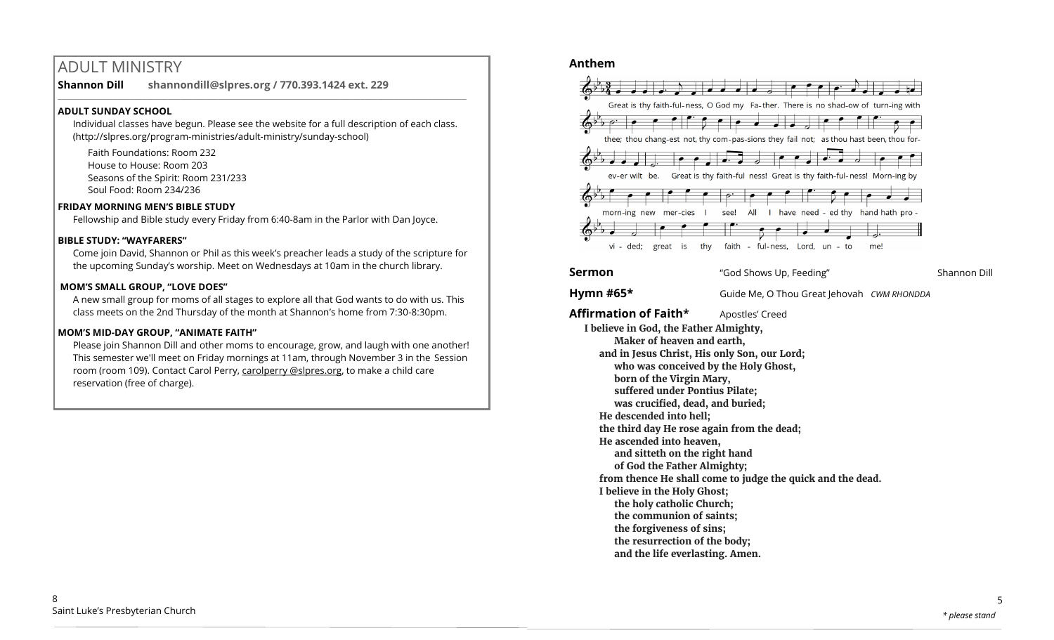## ADULT MINISTRY

**Shannon Dill** **shannondill@slpres.org / 770.393.1424 ext. 229**

**ADULT SUNDAY SCHOOL**

Individual classes have begun. Please see the website for a full description of each class. (http://slpres.org/program-ministries/adult-ministry/sunday-school)

Faith Foundations: Room 232
House to House: Room 203
Seasons of the Spirit: Room 231/233
Soul Food: Room 234/236

**FRIDAY MORNING MEN'S BIBLE STUDY**

Fellowship and Bible study every Friday from 6:40-8am in the Parlor with Dan Joyce.

**BIBLE STUDY: "WAYFARERS"**

Come join David, Shannon or Phil as this week's preacher leads a study of the scripture for the upcoming Sunday's worship. Meet on Wednesdays at 10am in the church library.

**MOM'S SMALL GROUP, "LOVE DOES"**

A new small group for moms of all stages to explore all that God wants to do with us. This class meets on the 2nd Thursday of the month at Shannon's home from 7:30-8:30pm.

**MOM'S MID-DAY GROUP, "ANIMATE FAITH"**

Please join Shannon Dill and other moms to encourage, grow, and laugh with one another! This semester we'll meet on Friday mornings at 11am, through November 3 in the Session room (room 109). Contact Carol Perry, carolperry @slpres.org, to make a child care reservation (free of charge).

**Anthem**

Great is thy faith-ful-ness, O God my Fa-ther. There is no shad-ow of turn-ing with thee; thou chang-est not, thy com-pas-sions they fail not; as thou hast been, thou for-ev-er wilt be. Great is thy faith-ful ness! Great is thy faith-ful-ness! Morn-ing by morn-ing new mer-cies I see! All I have need-ed thy hand hath pro-vi-ded; great is thy faith-ful-ness, Lord, un-to me!

**Sermon** "God Shows Up, Feeding" Shannon Dill

**Hymn #65*** Guide Me, O Thou Great Jehovah *CWM RHONDDA*

**Affirmation of Faith*** Apostles' Creed

**I believe in God, the Father Almighty,**
**Maker of heaven and earth,**
**and in Jesus Christ, His only Son, our Lord;**
**who was conceived by the Holy Ghost,**
**born of the Virgin Mary,**
**suffered under Pontius Pilate;**
**was crucified, dead, and buried;**
**He descended into hell;**
**the third day He rose again from the dead;**
**He ascended into heaven,**
**and sitteth on the right hand**
**of God the Father Almighty;**
**from thence He shall come to judge the quick and the dead.**
**I believe in the Holy Ghost;**
**the holy catholic Church;**
**the communion of saints;**
**the forgiveness of sins;**
**the resurrection of the body;**
**and the life everlasting. Amen.**

*\* please stand*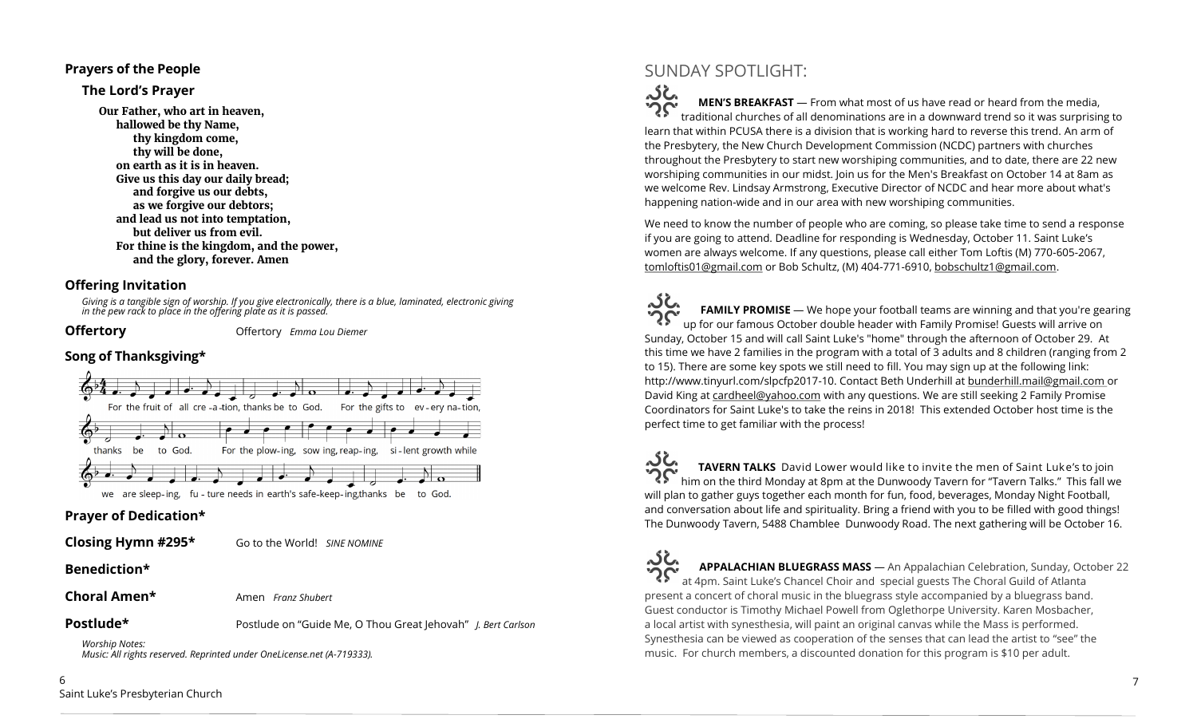**Prayers of the People**

**The Lord's Prayer**

**Our Father, who art in heaven,**
**hallowed be thy Name,**
**thy kingdom come,**
**thy will be done,**
**on earth as it is in heaven.**
**Give us this day our daily bread;**
**and forgive us our debts,**
**as we forgive our debtors;**
**and lead us not into temptation,**
**but deliver us from evil.**
**For thine is the kingdom, and the power,**
**and the glory, forever. Amen**

**Offering Invitation**

*Giving is a tangible sign of worship. If you give electronically, there is a blue, laminated, electronic giving in the pew rack to place in the offering plate as it is passed.*

**Offertory** Offertory *Emma Lou Diemer*

**Song of Thanksgiving***

For the fruit of all cre-a-tion, thanks be to God. For the gifts to ev-ery na-tion, thanks be to God. For the plow-ing, sow ing, reap-ing, si-lent growth while we are sleep-ing, fu-ture needs in earth's safe-keep-ing, thanks be to God.

**Prayer of Dedication***

**Closing Hymn #295*** Go to the World! *SINE NOMINE*

**Benediction***

**Choral Amen*** Amen *Franz Shubert*

**Postlude*** Postlude on "Guide Me, O Thou Great Jehovah" *J. Bert Carlson*

*Worship Notes:*
*Music: All rights reserved. Reprinted under OneLicense.net (A-719333).*

## SUNDAY SPOTLIGHT:

**MEN'S BREAKFAST** — From what most of us have read or heard from the media, traditional churches of all denominations are in a downward trend so it was surprising to learn that within PCUSA there is a division that is working hard to reverse this trend. An arm of the Presbytery, the New Church Development Commission (NCDC) partners with churches throughout the Presbytery to start new worshiping communities, and to date, there are 22 new worshiping communities in our midst. Join us for the Men's Breakfast on October 14 at 8am as we welcome Rev. Lindsay Armstrong, Executive Director of NCDC and hear more about what's happening nation-wide and in our area with new worshiping communities.

We need to know the number of people who are coming, so please take time to send a response if you are going to attend. Deadline for responding is Wednesday, October 11. Saint Luke's women are always welcome. If any questions, please call either Tom Loftis (M) 770-605-2067, tomloftis01@gmail.com or Bob Schultz, (M) 404-771-6910, bobschultz1@gmail.com.

**FAMILY PROMISE** — We hope your football teams are winning and that you're gearing up for our famous October double header with Family Promise! Guests will arrive on Sunday, October 15 and will call Saint Luke's "home" through the afternoon of October 29. At this time we have 2 families in the program with a total of 3 adults and 8 children (ranging from 2 to 15). There are some key spots we still need to fill. You may sign up at the following link: http://www.tinyurl.com/slpcfp2017-10. Contact Beth Underhill at bunderhill.mail@gmail.com or David King at cardheel@yahoo.com with any questions. We are still seeking 2 Family Promise Coordinators for Saint Luke's to take the reins in 2018! This extended October host time is the perfect time to get familiar with the process!

**TAVERN TALKS** David Lower would like to invite the men of Saint Luke's to join him on the third Monday at 8pm at the Dunwoody Tavern for "Tavern Talks." This fall we will plan to gather guys together each month for fun, food, beverages, Monday Night Football, and conversation about life and spirituality. Bring a friend with you to be filled with good things! The Dunwoody Tavern, 5488 Chamblee Dunwoody Road. The next gathering will be October 16.

**APPALACHIAN BLUEGRASS MASS** — An Appalachian Celebration, Sunday, October 22 at 4pm. Saint Luke's Chancel Choir and special guests The Choral Guild of Atlanta present a concert of choral music in the bluegrass style accompanied by a bluegrass band. Guest conductor is Timothy Michael Powell from Oglethorpe University. Karen Mosbacher, a local artist with synesthesia, will paint an original canvas while the Mass is performed. Synesthesia can be viewed as cooperation of the senses that can lead the artist to "see" the music. For church members, a discounted donation for this program is $10 per adult.